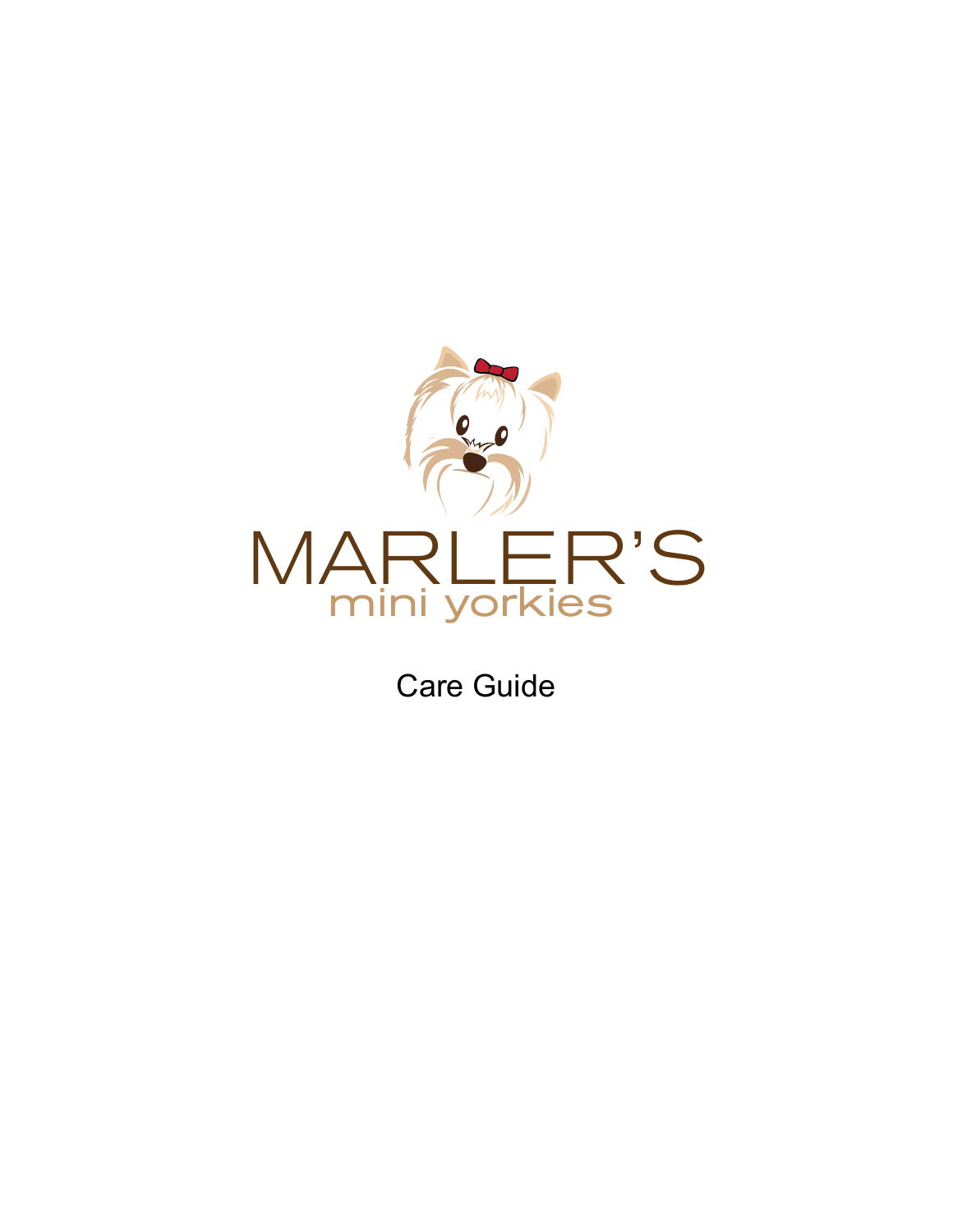# MARLER'S

mini yorkies

## Care Guide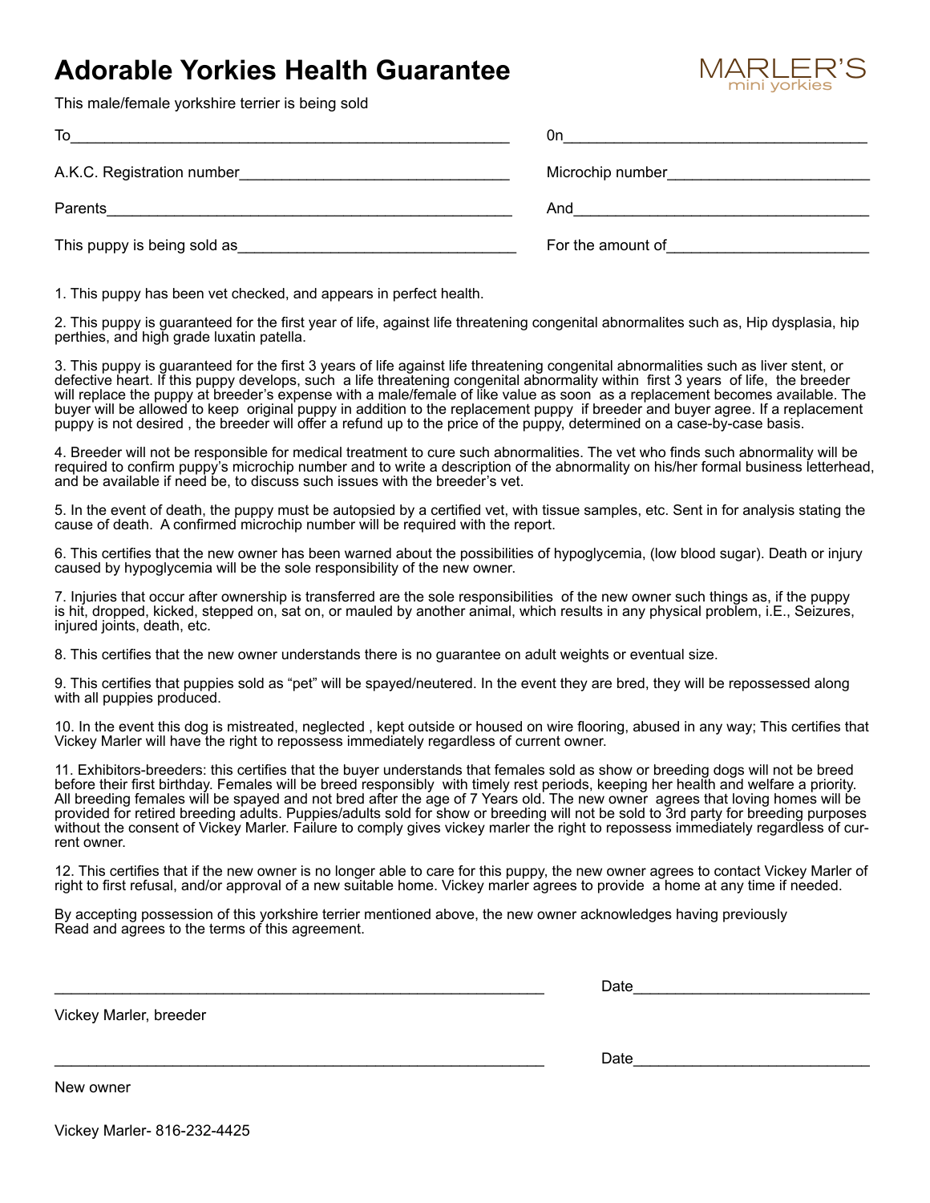# Adorable Yorkies Health Guarantee

MARLER'S
mini yorkies

This male/female yorkshire terrier is being sold

To_______________________________________________ 0n_________________________________

A.K.C. Registration number_______________________________ Microchip number_______________________

Parents_______________________________________________ And_________________________________

This puppy is being sold as_________________________________ For the amount of_______________________

1. This puppy has been vet checked, and appears in perfect health.

2. This puppy is guaranteed for the first year of life, against life threatening congenital abnormalites such as, Hip dysplasia, hip perthies, and high grade luxatin patella.

3. This puppy is guaranteed for the first 3 years of life against life threatening congenital abnormalities such as liver stent, or defective heart. If this puppy develops, such a life threatening congenital abnormality within first 3 years of life, the breeder will replace the puppy at breeder's expense with a male/female of like value as soon as a replacement becomes available. The buyer will be allowed to keep original puppy in addition to the replacement puppy if breeder and buyer agree. If a replacement puppy is not desired , the breeder will offer a refund up to the price of the puppy, determined on a case-by-case basis.

4. Breeder will not be responsible for medical treatment to cure such abnormalities. The vet who finds such abnormality will be required to confirm puppy's microchip number and to write a description of the abnormality on his/her formal business letterhead, and be available if need be, to discuss such issues with the breeder's vet.

5. In the event of death, the puppy must be autopsied by a certified vet, with tissue samples, etc. Sent in for analysis stating the cause of death. A confirmed microchip number will be required with the report.

6. This certifies that the new owner has been warned about the possibilities of hypoglycemia, (low blood sugar). Death or injury caused by hypoglycemia will be the sole responsibility of the new owner.

7. Injuries that occur after ownership is transferred are the sole responsibilities of the new owner such things as, if the puppy is hit, dropped, kicked, stepped on, sat on, or mauled by another animal, which results in any physical problem, i.E., Seizures, injured joints, death, etc.

8. This certifies that the new owner understands there is no guarantee on adult weights or eventual size.

9. This certifies that puppies sold as "pet" will be spayed/neutered. In the event they are bred, they will be repossessed along with all puppies produced.

10. In the event this dog is mistreated, neglected , kept outside or housed on wire flooring, abused in any way; This certifies that Vickey Marler will have the right to repossess immediately regardless of current owner.

11. Exhibitors-breeders: this certifies that the buyer understands that females sold as show or breeding dogs will not be breed before their first birthday. Females will be breed responsibly with timely rest periods, keeping her health and welfare a priority. All breeding females will be spayed and not bred after the age of 7 Years old. The new owner agrees that loving homes will be provided for retired breeding adults. Puppies/adults sold for show or breeding will not be sold to 3rd party for breeding purposes without the consent of Vickey Marler. Failure to comply gives vickey marler the right to repossess immediately regardless of current owner.

12. This certifies that if the new owner is no longer able to care for this puppy, the new owner agrees to contact Vickey Marler of right to first refusal, and/or approval of a new suitable home. Vickey marler agrees to provide a home at any time if needed.

By accepting possession of this yorkshire terrier mentioned above, the new owner acknowledges having previously Read and agrees to the terms of this agreement.

__________________________________________________________ Date___________________________

Vickey Marler, breeder

__________________________________________________________ Date___________________________

New owner

Vickey Marler- 816-232-4425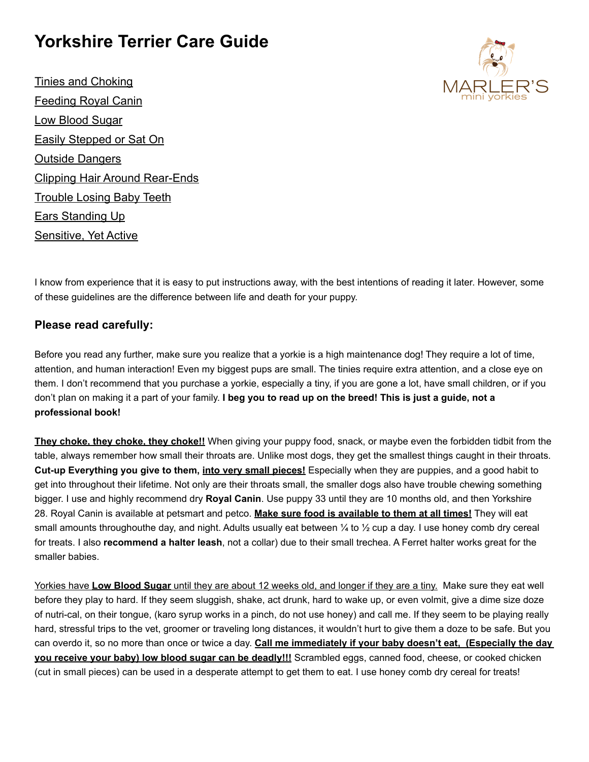# Yorkshire Terrier Care Guide

Tinies and Choking
Feeding Royal Canin
Low Blood Sugar
Easily Stepped or Sat On
Outside Dangers
Clipping Hair Around Rear-Ends
Trouble Losing Baby Teeth
Ears Standing Up
Sensitive, Yet Active

MARLER'S
mini yorkies

I know from experience that it is easy to put instructions away, with the best intentions of reading it later. However, some of these guidelines are the difference between life and death for your puppy.

### Please read carefully:

Before you read any further, make sure you realize that a yorkie is a high maintenance dog! They require a lot of time, attention, and human interaction! Even my biggest pups are small. The tinies require extra attention, and a close eye on them. I don't recommend that you purchase a yorkie, especially a tiny, if you are gone a lot, have small children, or if you don't plan on making it a part of your family. **I beg you to read up on the breed! This is just a guide, not a professional book!**

**They choke, they choke, they choke!!** When giving your puppy food, snack, or maybe even the forbidden tidbit from the table, always remember how small their throats are. Unlike most dogs, they get the smallest things caught in their throats. **Cut-up Everything you give to them, into very small pieces!** Especially when they are puppies, and a good habit to get into throughout their lifetime. Not only are their throats small, the smaller dogs also have trouble chewing something bigger. I use and highly recommend dry **Royal Canin**. Use puppy 33 until they are 10 months old, and then Yorkshire 28. Royal Canin is available at petsmart and petco. **Make sure food is available to them at all times!** They will eat small amounts throughouthe day, and night. Adults usually eat between ¼ to ½ cup a day. I use honey comb dry cereal for treats. I also **recommend a halter leash**, not a collar) due to their small trechea. A Ferret halter works great for the smaller babies.

Yorkies have **Low Blood Sugar** until they are about 12 weeks old, and longer if they are a tiny. Make sure they eat well before they play to hard. If they seem sluggish, shake, act drunk, hard to wake up, or even volmit, give a dime size doze of nutri-cal, on their tongue, (karo syrup works in a pinch, do not use honey) and call me. If they seem to be playing really hard, stressful trips to the vet, groomer or traveling long distances, it wouldn't hurt to give them a doze to be safe. But you can overdo it, so no more than once or twice a day. **Call me immediately if your baby doesn't eat, (Especially the day you receive your baby) low blood sugar can be deadly!!!** Scrambled eggs, canned food, cheese, or cooked chicken (cut in small pieces) can be used in a desperate attempt to get them to eat. I use honey comb dry cereal for treats!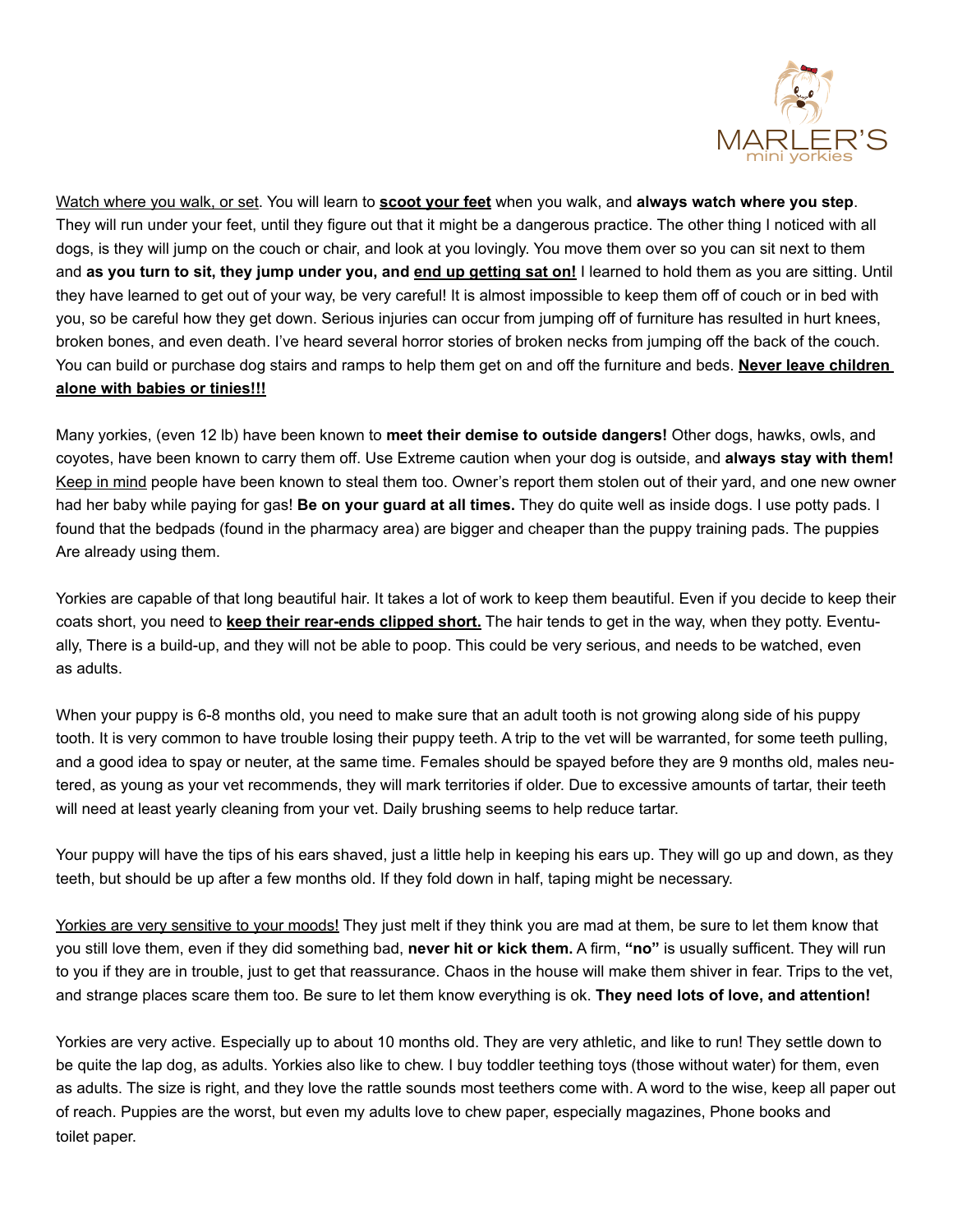Watch where you walk, or set. You will learn to **scoot your feet** when you walk, and **always watch where you step**. They will run under your feet, until they figure out that it might be a dangerous practice. The other thing I noticed with all dogs, is they will jump on the couch or chair, and look at you lovingly. You move them over so you can sit next to them and **as you turn to sit, they jump under you, and end up getting sat on!** I learned to hold them as you are sitting. Until they have learned to get out of your way, be very careful! It is almost impossible to keep them off of couch or in bed with you, so be careful how they get down. Serious injuries can occur from jumping off of furniture has resulted in hurt knees, broken bones, and even death. I've heard several horror stories of broken necks from jumping off the back of the couch. You can build or purchase dog stairs and ramps to help them get on and off the furniture and beds. **Never leave children alone with babies or tinies!!!**

Many yorkies, (even 12 lb) have been known to **meet their demise to outside dangers!** Other dogs, hawks, owls, and coyotes, have been known to carry them off. Use Extreme caution when your dog is outside, and **always stay with them!** Keep in mind people have been known to steal them too. Owner's report them stolen out of their yard, and one new owner had her baby while paying for gas! **Be on your guard at all times.** They do quite well as inside dogs. I use potty pads. I found that the bedpads (found in the pharmacy area) are bigger and cheaper than the puppy training pads. The puppies Are already using them.

Yorkies are capable of that long beautiful hair. It takes a lot of work to keep them beautiful. Even if you decide to keep their coats short, you need to **keep their rear-ends clipped short.** The hair tends to get in the way, when they potty. Eventually, There is a build-up, and they will not be able to poop. This could be very serious, and needs to be watched, even as adults.

When your puppy is 6-8 months old, you need to make sure that an adult tooth is not growing along side of his puppy tooth. It is very common to have trouble losing their puppy teeth. A trip to the vet will be warranted, for some teeth pulling, and a good idea to spay or neuter, at the same time. Females should be spayed before they are 9 months old, males neutered, as young as your vet recommends, they will mark territories if older. Due to excessive amounts of tartar, their teeth will need at least yearly cleaning from your vet. Daily brushing seems to help reduce tartar.

Your puppy will have the tips of his ears shaved, just a little help in keeping his ears up. They will go up and down, as they teeth, but should be up after a few months old. If they fold down in half, taping might be necessary.

Yorkies are very sensitive to your moods! They just melt if they think you are mad at them, be sure to let them know that you still love them, even if they did something bad, **never hit or kick them.** A firm, **"no"** is usually sufficent. They will run to you if they are in trouble, just to get that reassurance. Chaos in the house will make them shiver in fear. Trips to the vet, and strange places scare them too. Be sure to let them know everything is ok. **They need lots of love, and attention!**

Yorkies are very active. Especially up to about 10 months old. They are very athletic, and like to run! They settle down to be quite the lap dog, as adults. Yorkies also like to chew. I buy toddler teething toys (those without water) for them, even as adults. The size is right, and they love the rattle sounds most teethers come with. A word to the wise, keep all paper out of reach. Puppies are the worst, but even my adults love to chew paper, especially magazines, Phone books and toilet paper.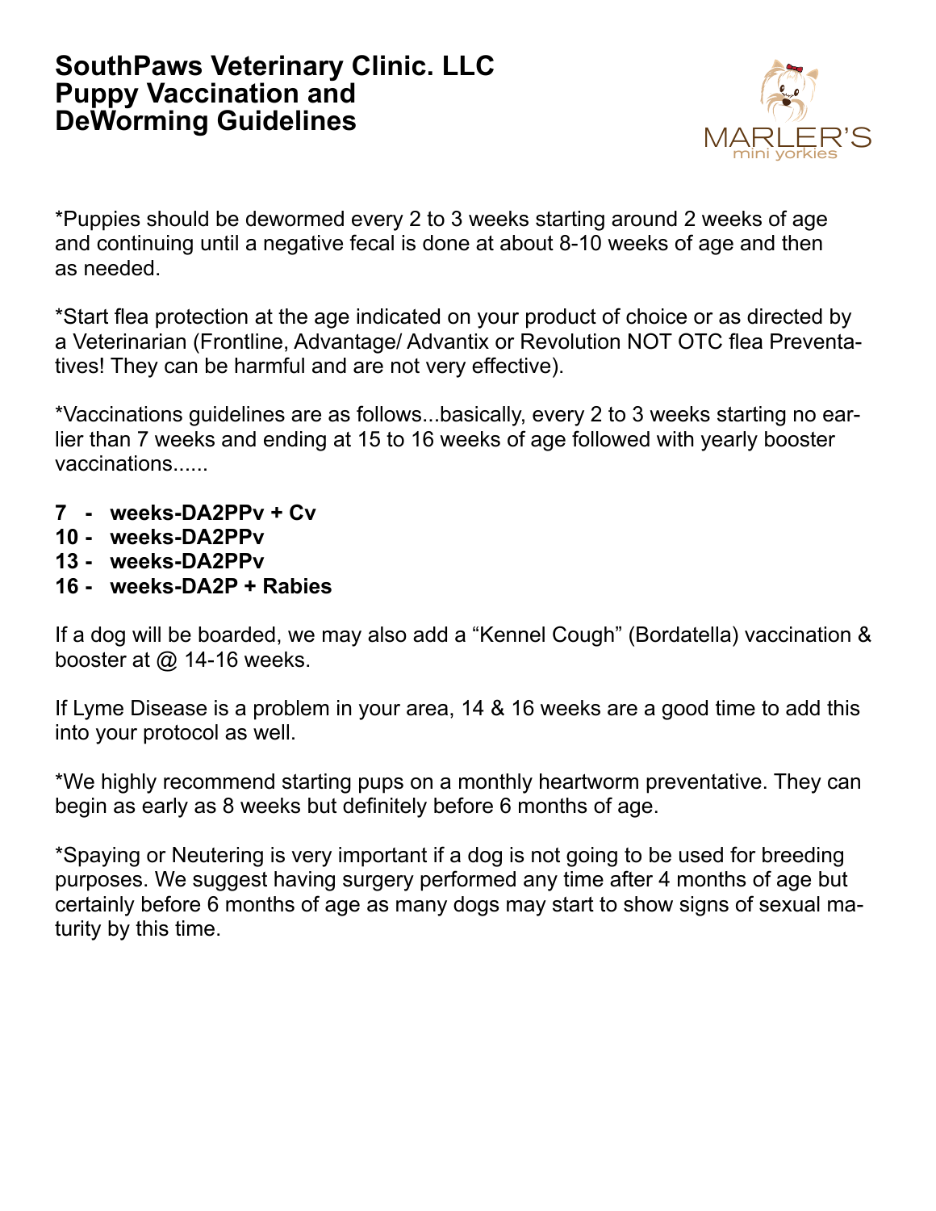# SouthPaws Veterinary Clinic. LLC
# Puppy Vaccination and DeWorming Guidelines

MARLER'S mini yorkies

*Puppies should be dewormed every 2 to 3 weeks starting around 2 weeks of age and continuing until a negative fecal is done at about 8-10 weeks of age and then as needed.

*Start flea protection at the age indicated on your product of choice or as directed by a Veterinarian (Frontline, Advantage/ Advantix or Revolution NOT OTC flea Preventatives! They can be harmful and are not very effective).

*Vaccinations guidelines are as follows...basically, every 2 to 3 weeks starting no earlier than 7 weeks and ending at 15 to 16 weeks of age followed with yearly booster vaccinations......

**7 - weeks-DA2PPv + Cv**
**10 - weeks-DA2PPv**
**13 - weeks-DA2PPv**
**16 - weeks-DA2P + Rabies**

If a dog will be boarded, we may also add a "Kennel Cough" (Bordatella) vaccination & booster at @ 14-16 weeks.

If Lyme Disease is a problem in your area, 14 & 16 weeks are a good time to add this into your protocol as well.

*We highly recommend starting pups on a monthly heartworm preventative. They can begin as early as 8 weeks but definitely before 6 months of age.

*Spaying or Neutering is very important if a dog is not going to be used for breeding purposes. We suggest having surgery performed any time after 4 months of age but certainly before 6 months of age as many dogs may start to show signs of sexual maturity by this time.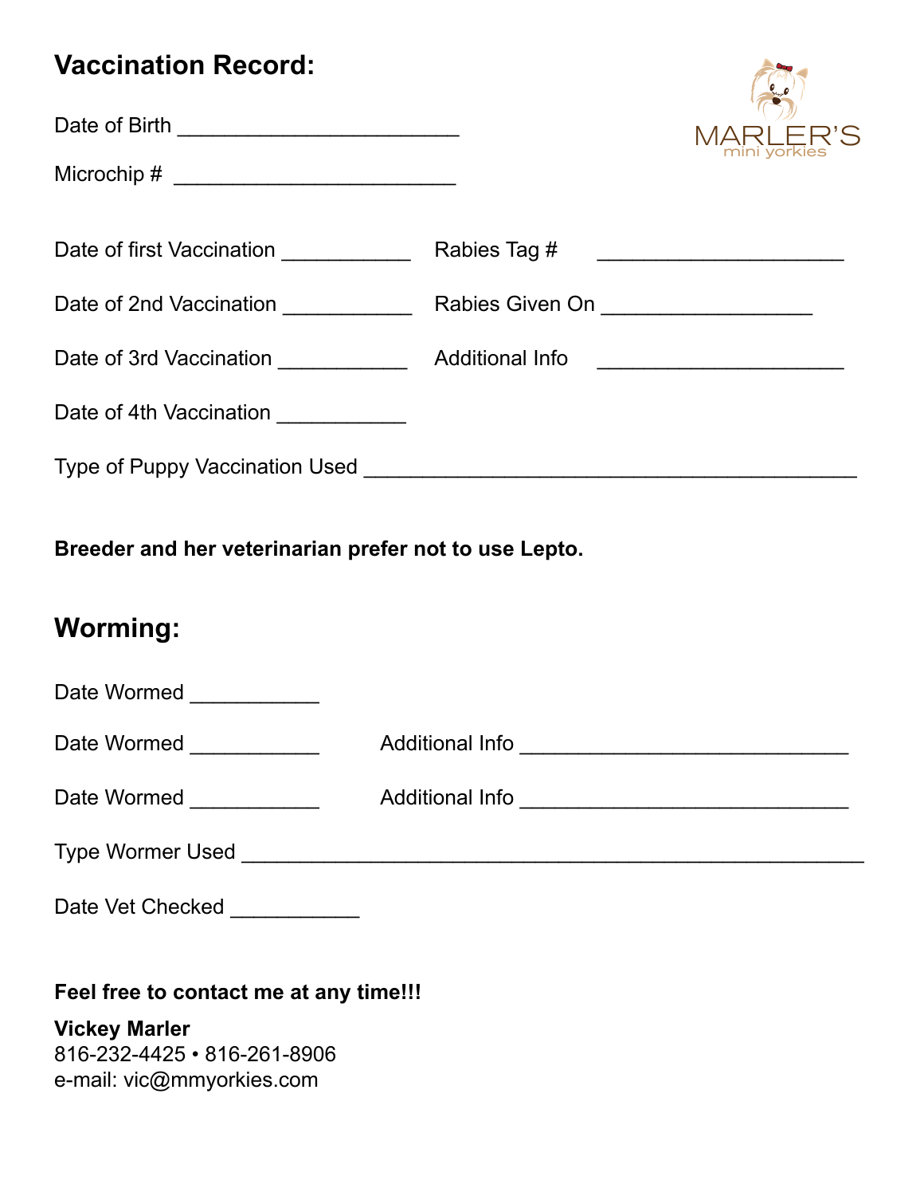# Vaccination Record:

MARLER'S mini yorkies

Date of Birth ________________________

Microchip # ________________________

Date of first Vaccination ___________

Date of 2nd Vaccination ___________

Date of 3rd Vaccination ___________

Date of 4th Vaccination ___________

Rabies Tag # _____________________

Rabies Given On __________________

Additional Info _____________________

Type of Puppy Vaccination Used __________________________________________

**Breeder and her veterinarian prefer not to use Lepto.**

# Worming:

Date Wormed ___________

Date Wormed ___________ Additional Info ____________________________

Date Wormed ___________ Additional Info ____________________________

Type Wormer Used _____________________________________________________

Date Vet Checked ___________

**Feel free to contact me at any time!!!**

**Vickey Marler**
816-232-4425 • 816-261-8906
e-mail: vic@mmyorkies.com